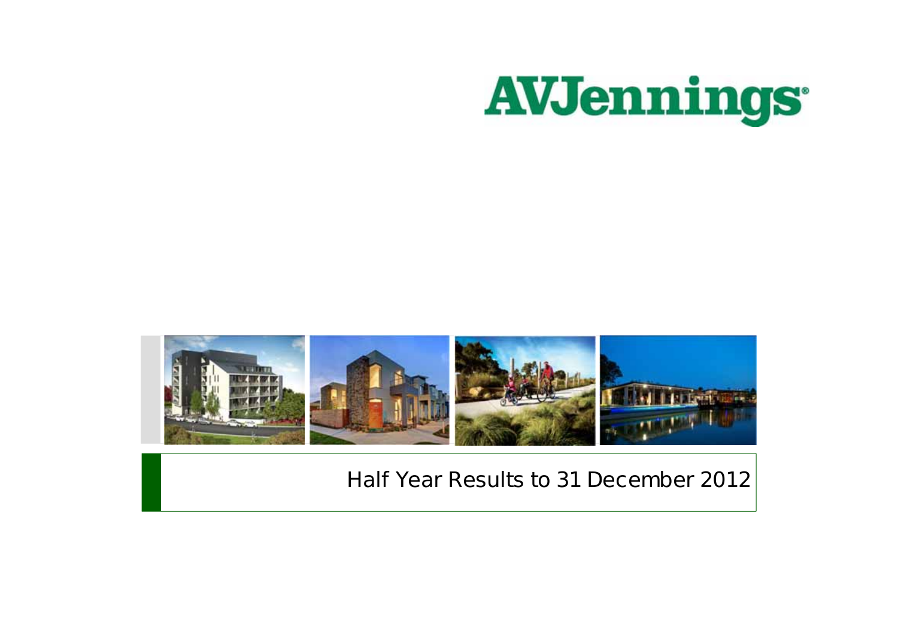# AVJennings

## Half Year Results to 31 December 2012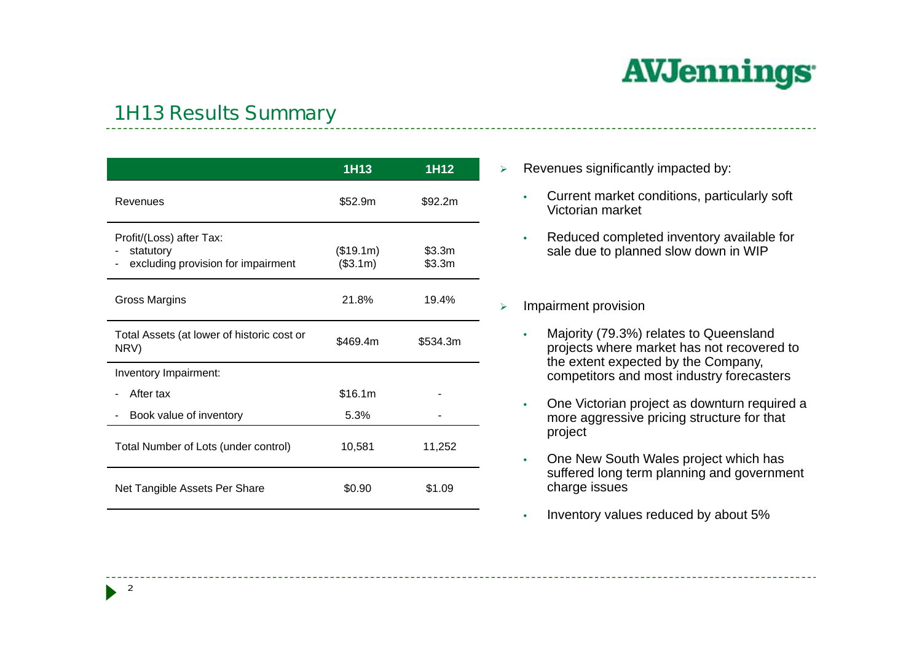## 1H13 Results Summary

| | 1H13 | 1H12 |
|---|---|---|
| Revenues | \$52.9m | \$92.2m |
| Profit/(Loss) after Tax: | | |
| - statutory | (\$19.1m) | \$3.3m |
| - excluding provision for impairment | (\$3.1m) | \$3.3m |
| Gross Margins | 21.8% | 19.4% |
| Total Assets (at lower of historic cost or NRV) | \$469.4m | \$534.3m |
| Inventory Impairment: | | |
| - After tax | \$16.1m | - |
| - Book value of inventory | 5.3% | - |
| Total Number of Lots (under control) | 10,581 | 11,252 |
| Net Tangible Assets Per Share | \$0.90 | \$1.09 |

- Revenues significantly impacted by:
  - Current market conditions, particularly soft Victorian market
  - Reduced completed inventory available for sale due to planned slow down in WIP
- Impairment provision
  - Majority (79.3%) relates to Queensland projects where market has not recovered to the extent expected by the Company, competitors and most industry forecasters
  - One Victorian project as downturn required a more aggressive pricing structure for that project
  - One New South Wales project which has suffered long term planning and government charge issues
  - Inventory values reduced by about 5%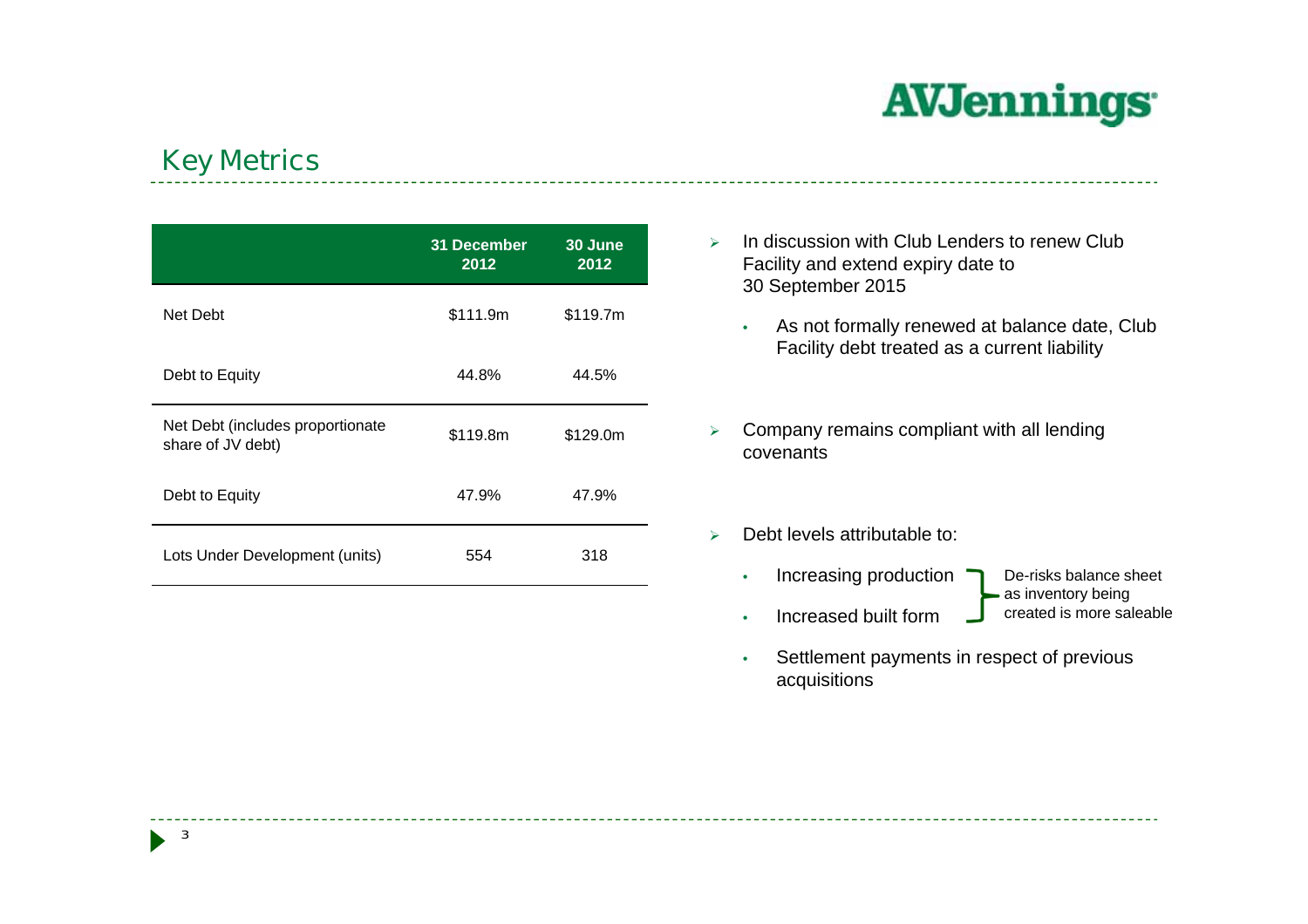## Key Metrics

| | 31 December 2012 | 30 June 2012 |
|---|---|---|
| Net Debt | $111.9m | $119.7m |
| Debt to Equity | 44.8% | 44.5% |
| Net Debt (includes proportionate share of JV debt) | $119.8m | $129.0m |
| Debt to Equity | 47.9% | 47.9% |
| Lots Under Development (units) | 554 | 318 |

- In discussion with Club Lenders to renew Club Facility and extend expiry date to 30 September 2015
  - As not formally renewed at balance date, Club Facility debt treated as a current liability
- Company remains compliant with all lending covenants
- Debt levels attributable to:
  - Increasing production
  - Increased built form
  
  (De-risks balance sheet as inventory being created is more saleable)
  - Settlement payments in respect of previous acquisitions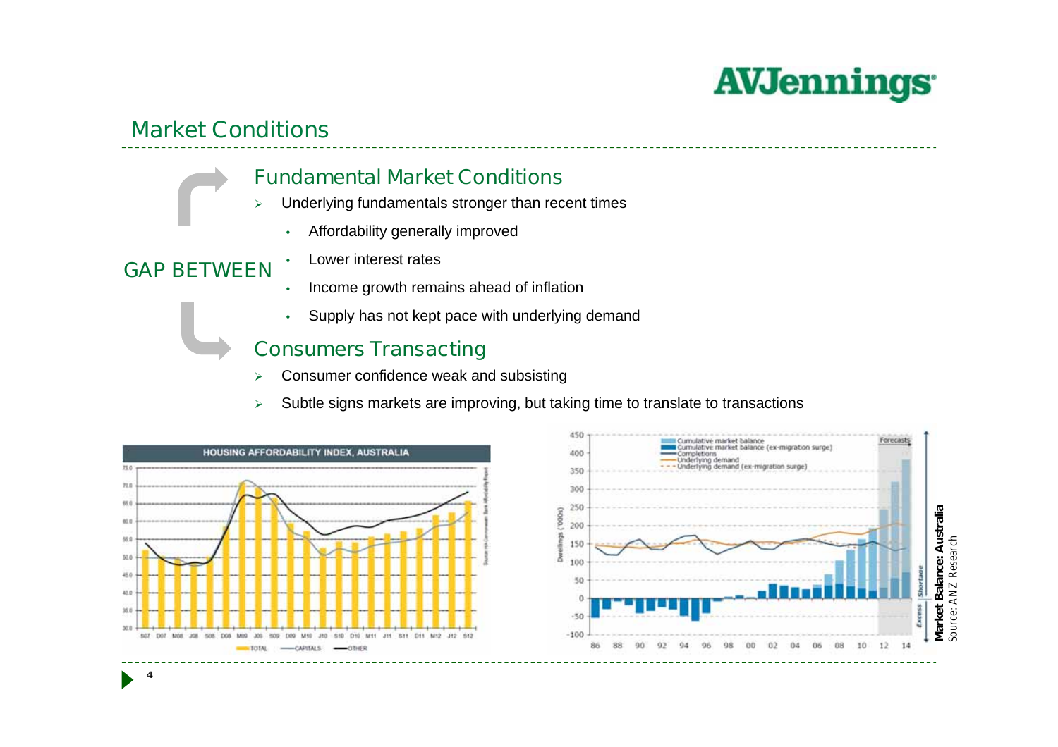## Market Conditions

### Fundamental Market Conditions

- Underlying fundamentals stronger than recent times
  - Affordability generally improved
  - Lower interest rates
  - Income growth remains ahead of inflation
  - Supply has not kept pace with underlying demand

GAP BETWEEN

### Consumers Transacting

- Consumer confidence weak and subsisting
- Subtle signs markets are improving, but taking time to translate to transactions

HOUSING AFFORDABILITY INDEX, AUSTRALIA

75.0
70.0
65.0
60.0
55.0
50.0
45.0
40.0
35.0
30.0

S07 D07 M08 J08 S08 D08 M09 J09 S09 D09 M10 J10 S10 D10 M11 J11 S11 D11 M12 J12 S12

TOTAL — CAPITALS — OTHER

Source: HIA-Commonwealth Bank Affordability Report

Cumulative market balance
Cumulative market balance (ex-migration surge)
Completions
Underlying demand
Underlying demand (ex-migration surge)

Forecasts

Dwellings ('000s)

450
400
350
300
250
200
150
100
50
0
-50
-100

86 88 90 92 94 96 98 00 02 04 06 08 10 12 14

Excess
Shortage

**Market Balance: Australia**
Source: ANZ Research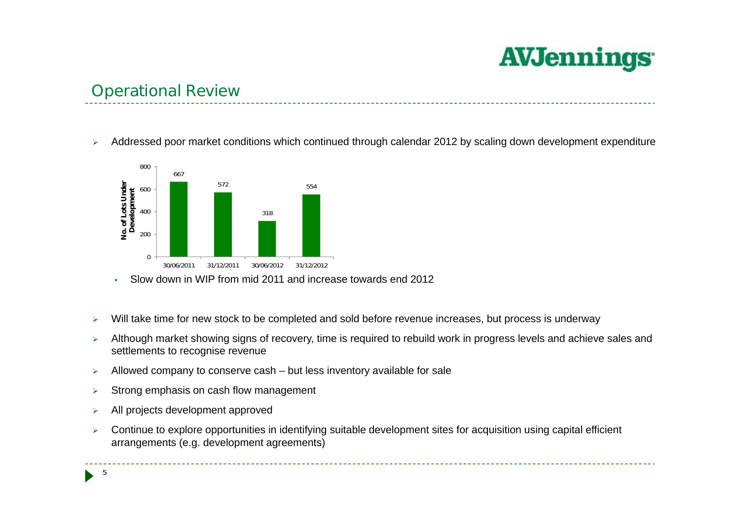# Operational Review

- Addressed poor market conditions which continued through calendar 2012 by scaling down development expenditure

No. of Lots Under Development

800
600
400
200
0

667
572
318
554

30/06/2011
31/12/2011
30/06/2012
31/12/2012

- Slow down in WIP from mid 2011 and increase towards end 2012

- Will take time for new stock to be completed and sold before revenue increases, but process is underway
- Although market showing signs of recovery, time is required to rebuild work in progress levels and achieve sales and settlements to recognise revenue
- Allowed company to conserve cash – but less inventory available for sale
- Strong emphasis on cash flow management
- All projects development approved
- Continue to explore opportunities in identifying suitable development sites for acquisition using capital efficient arrangements (e.g. development agreements)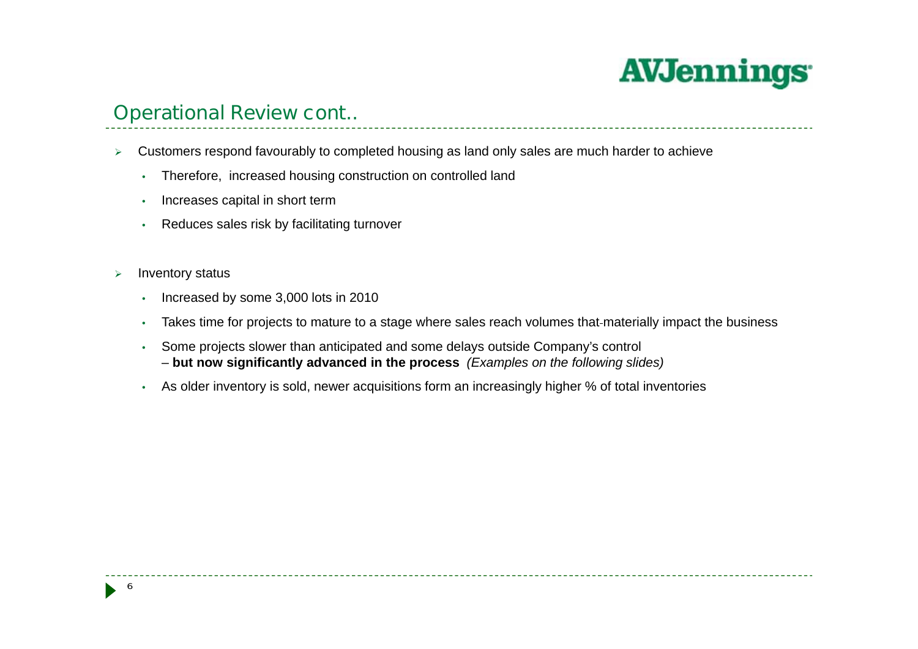## Operational Review cont..

- Customers respond favourably to completed housing as land only sales are much harder to achieve
  - Therefore, increased housing construction on controlled land
  - Increases capital in short term
  - Reduces sales risk by facilitating turnover

- Inventory status
  - Increased by some 3,000 lots in 2010
  - Takes time for projects to mature to a stage where sales reach volumes that materially impact the business
  - Some projects slower than anticipated and some delays outside Company's control – **but now significantly advanced in the process** *(Examples on the following slides)*
  - As older inventory is sold, newer acquisitions form an increasingly higher % of total inventories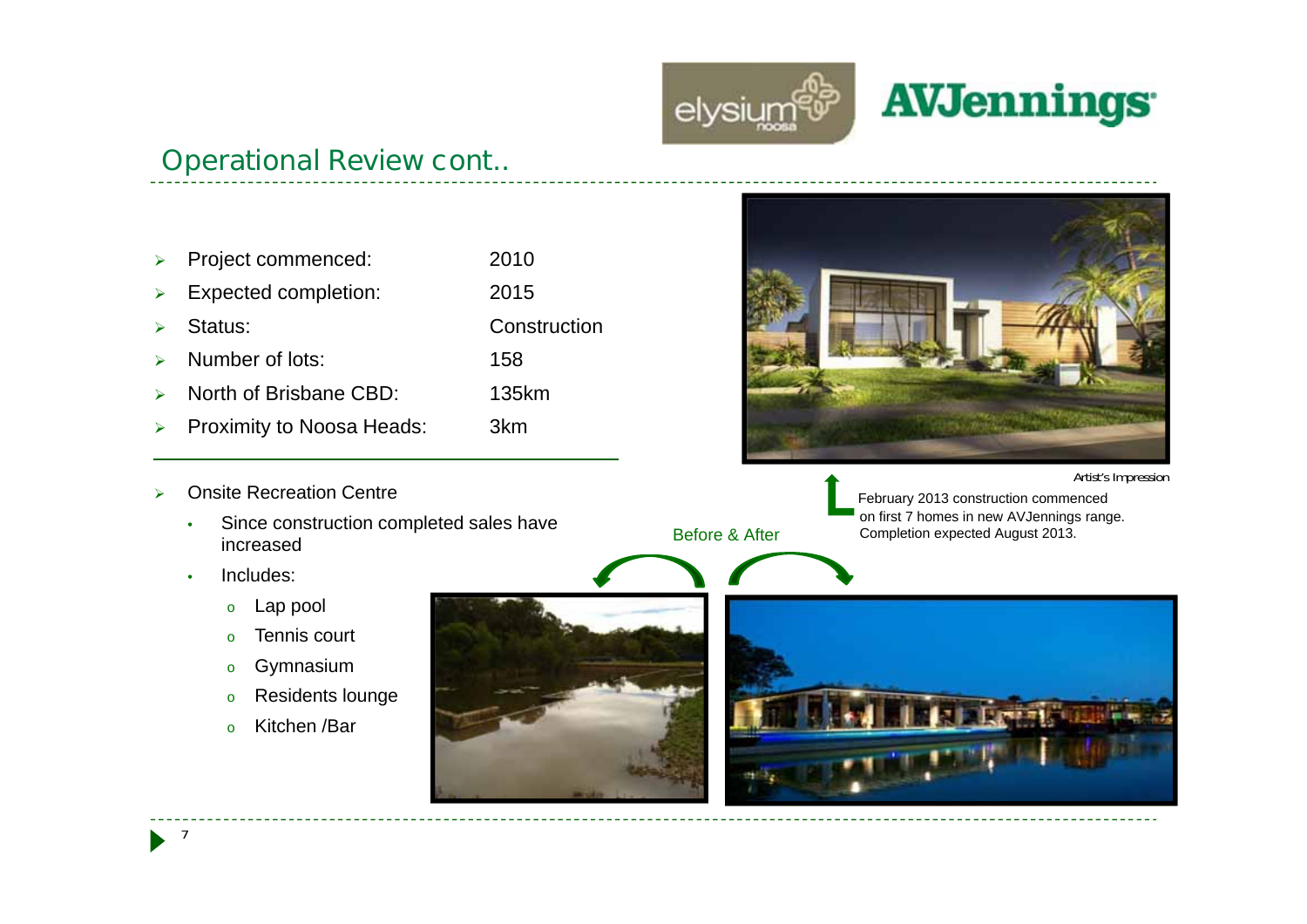## Operational Review cont..

| | |
|---|---|
| Project commenced: | 2010 |
| Expected completion: | 2015 |
| Status: | Construction |
| Number of lots: | 158 |
| North of Brisbane CBD: | 135km |
| Proximity to Noosa Heads: | 3km |

- Onsite Recreation Centre
  - Since construction completed sales have increased
  - Includes:
    - Lap pool
    - Tennis court
    - Gymnasium
    - Residents lounge
    - Kitchen /Bar

Artist's Impression

February 2013 construction commenced on first 7 homes in new AVJennings range. Completion expected August 2013.

Before & After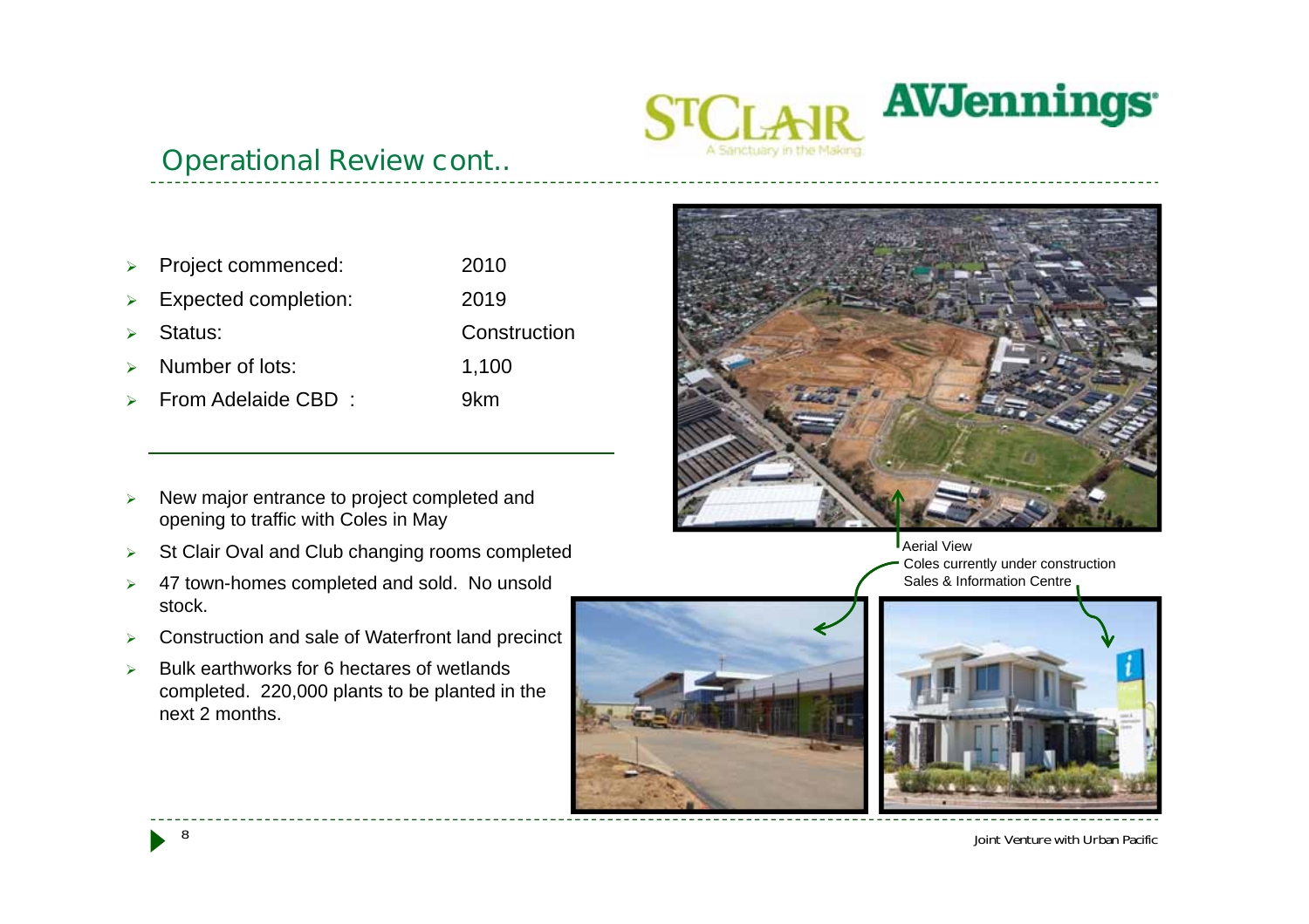## Operational Review cont..

| | |
|---|---|
| Project commenced: | 2010 |
| Expected completion: | 2019 |
| Status: | Construction |
| Number of lots: | 1,100 |
| From Adelaide CBD : | 9km |

- New major entrance to project completed and opening to traffic with Coles in May
- St Clair Oval and Club changing rooms completed
- 47 town-homes completed and sold. No unsold stock.
- Construction and sale of Waterfront land precinct
- Bulk earthworks for 6 hectares of wetlands completed. 220,000 plants to be planted in the next 2 months.

Aerial View

Coles currently under construction

Sales & Information Centre

Joint Venture with Urban Pacific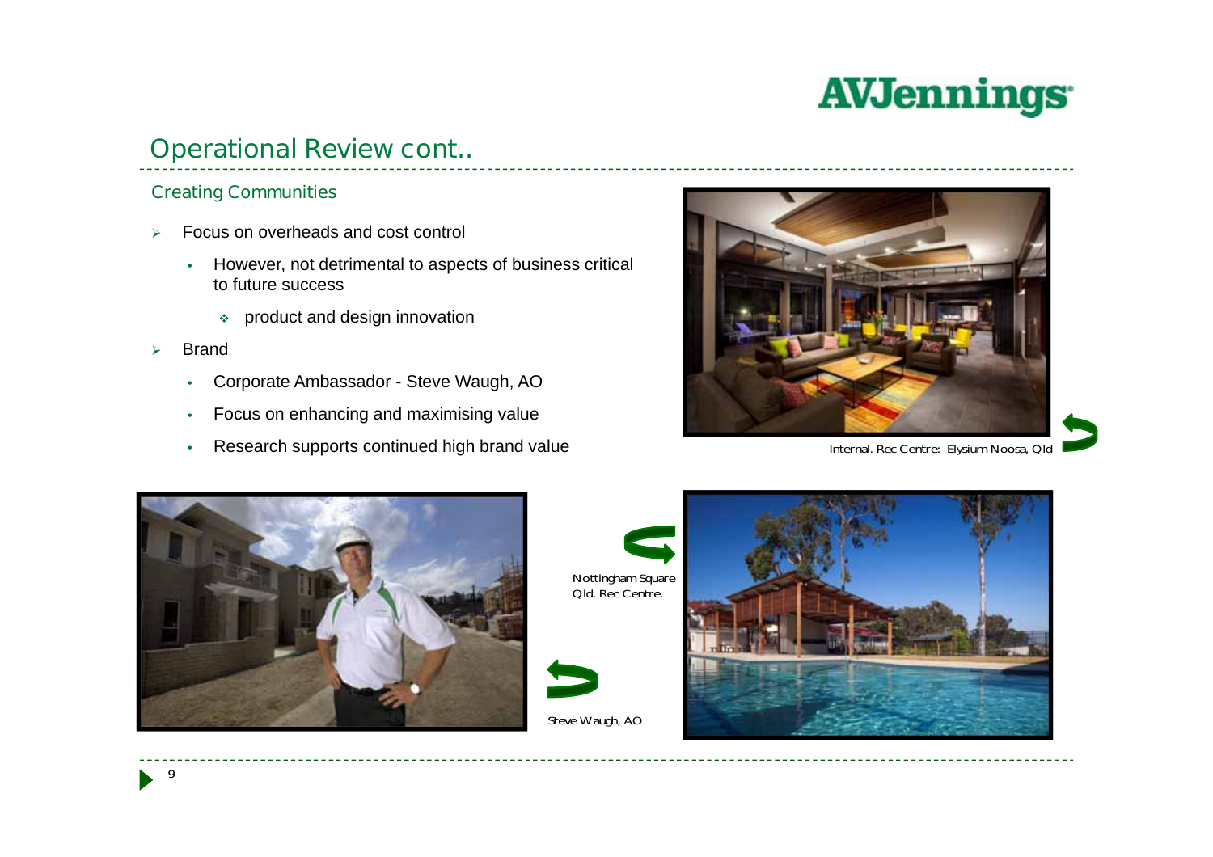## Operational Review cont..

### Creating Communities

- Focus on overheads and cost control
  - However, not detrimental to aspects of business critical to future success
    - product and design innovation
- Brand
  - Corporate Ambassador - Steve Waugh, AO
  - Focus on enhancing and maximising value
  - Research supports continued high brand value

Internal. Rec Centre: Elysium Noosa, Qld

Nottingham Square Qld. Rec Centre.

Steve Waugh, AO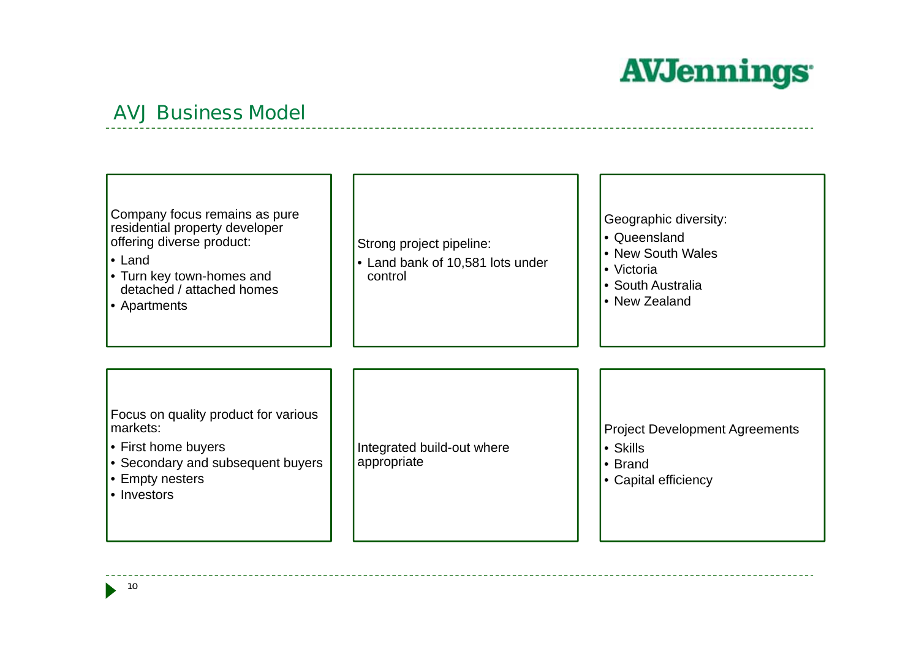## AVJ Business Model

Company focus remains as pure residential property developer offering diverse product:

- Land
- Turn key town-homes and detached / attached homes
- Apartments

Strong project pipeline:

- Land bank of 10,581 lots under control

Geographic diversity:

- Queensland
- New South Wales
- Victoria
- South Australia
- New Zealand

Focus on quality product for various markets:

- First home buyers
- Secondary and subsequent buyers
- Empty nesters
- Investors

Integrated build-out where appropriate

Project Development Agreements

- Skills
- Brand
- Capital efficiency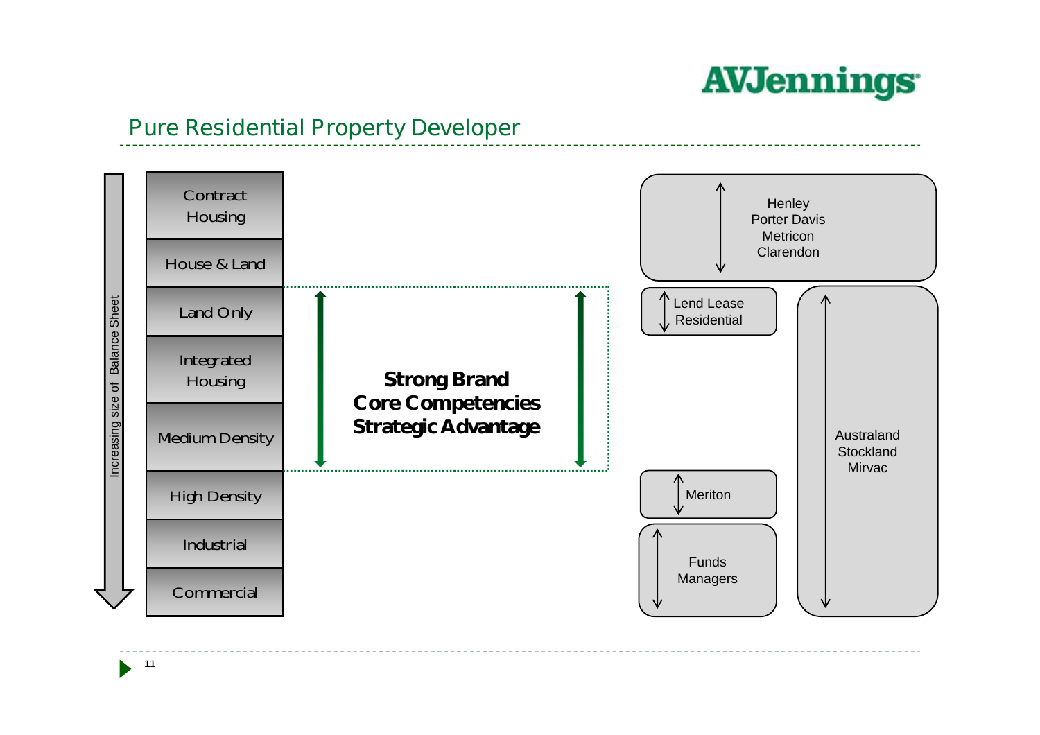# Pure Residential Property Developer

Increasing size of Balance Sheet

Contract Housing

House & Land

Land Only

Integrated Housing

Medium Density

High Density

Industrial

Commercial

**Strong Brand**
**Core Competencies**
**Strategic Advantage**

Henley
Porter Davis
Metricon
Clarendon

Lend Lease Residential

Australand
Stockland
Mirvac

Meriton

Funds Managers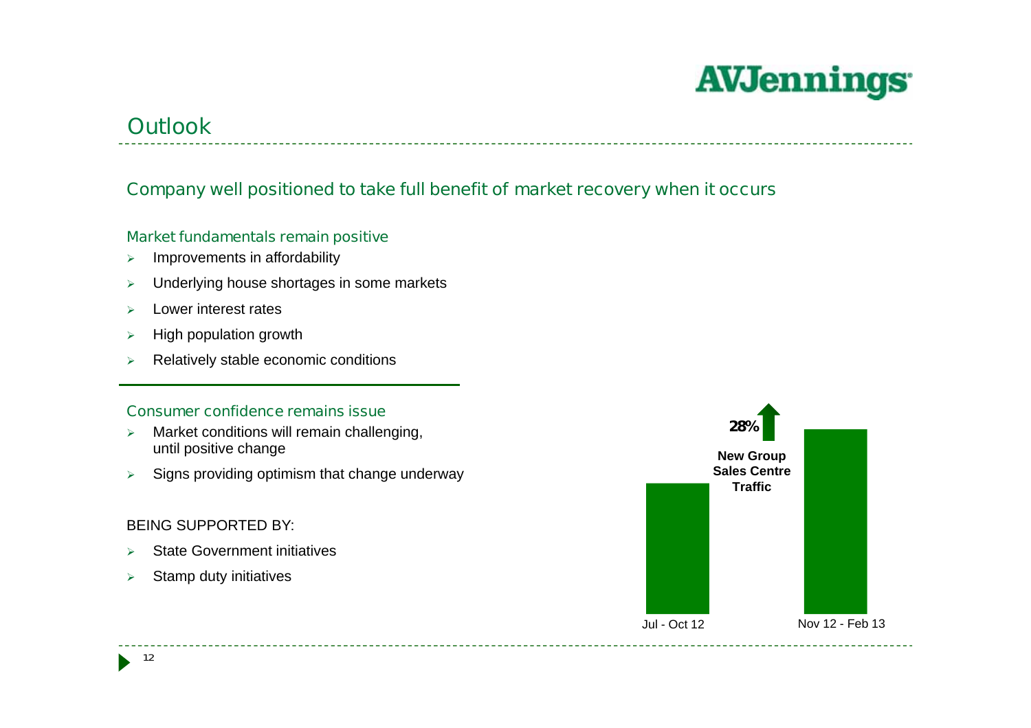AVJennings

## Outlook

### Company well positioned to take full benefit of market recovery when it occurs

#### Market fundamentals remain positive

- Improvements in affordability
- Underlying house shortages in some markets
- Lower interest rates
- High population growth
- Relatively stable economic conditions

#### Consumer confidence remains issue

- Market conditions will remain challenging, until positive change
- Signs providing optimism that change underway

BEING SUPPORTED BY:

- State Government initiatives
- Stamp duty initiatives

28%

**New Group Sales Centre Traffic**

Jul - Oct 12

Nov 12 - Feb 13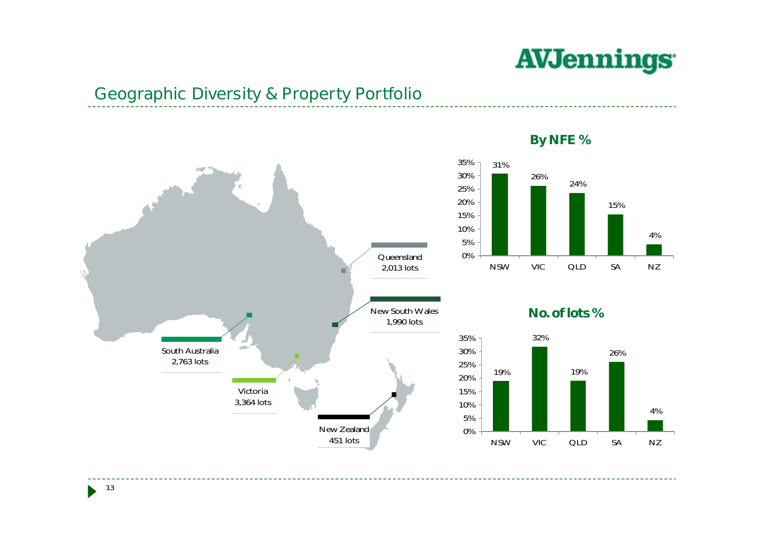## Geographic Diversity & Property Portfolio

Queensland
2,013 lots

New South Wales
1,990 lots

South Australia
2,763 lots

Victoria
3,364 lots

New Zealand
451 lots

**By NFE %**

35%
30%
25%
20%
15%
10%
5%
0%

31%
26%
24%
15%
4%

NSW VIC QLD SA NZ

**No. of lots %**

35%
30%
25%
20%
15%
10%
5%
0%

19%
32%
19%
26%
4%

NSW VIC QLD SA NZ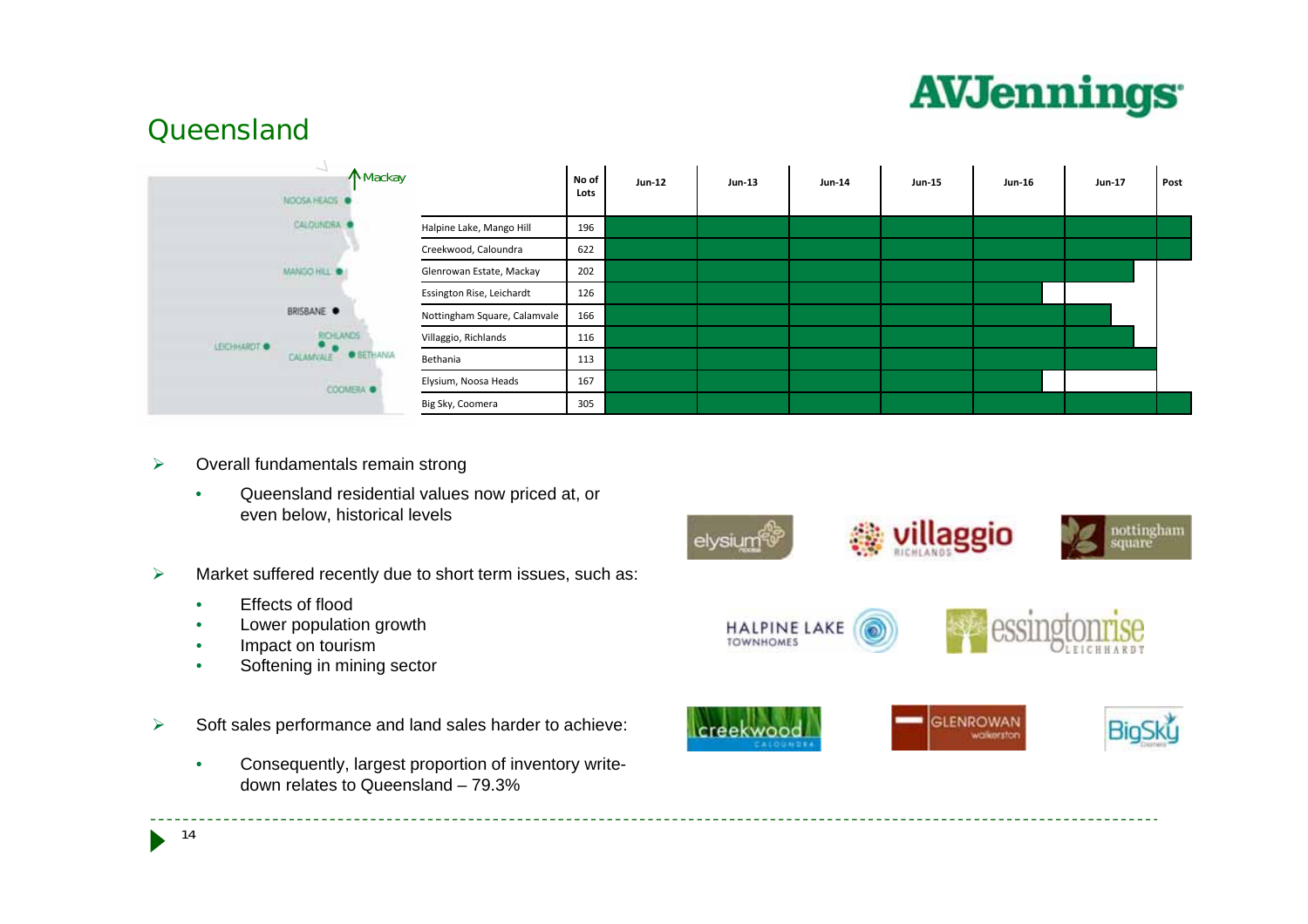## Queensland

| | No of Lots | Jun-12 | Jun-13 | Jun-14 | Jun-15 | Jun-16 | Jun-17 | Post |
|---|---|---|---|---|---|---|---|---|
| Halpine Lake, Mango Hill | 196 | | | | | | | |
| Creekwood, Caloundra | 622 | | | | | | | |
| Glenrowan Estate, Mackay | 202 | | | | | | | |
| Essington Rise, Leichardt | 126 | | | | | | | |
| Nottingham Square, Calamvale | 166 | | | | | | | |
| Villaggio, Richlands | 116 | | | | | | | |
| Bethania | 113 | | | | | | | |
| Elysium, Noosa Heads | 167 | | | | | | | |
| Big Sky, Coomera | 305 | | | | | | | |

- Overall fundamentals remain strong
  - Queensland residential values now priced at, or even below, historical levels
- Market suffered recently due to short term issues, such as:
  - Effects of flood
  - Lower population growth
  - Impact on tourism
  - Softening in mining sector
- Soft sales performance and land sales harder to achieve:
  - Consequently, largest proportion of inventory write-down relates to Queensland – 79.3%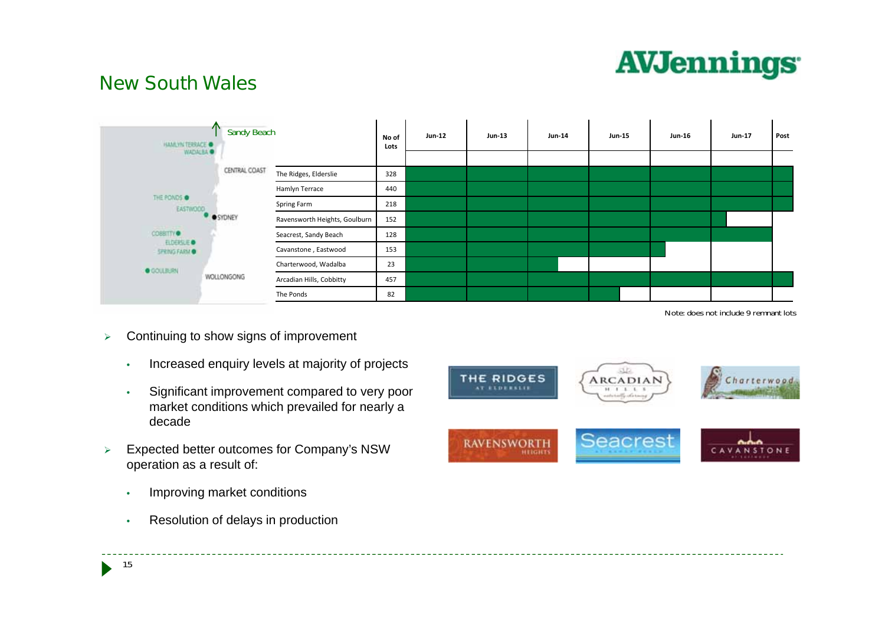# New South Wales

Sandy Beach

HAMLYN TERRACE
WADALBA
CENTRAL COAST
THE PONDS
EASTWOOD
SYDNEY
COBBITTY
ELDERSLIE
SPRING FARM
GOULBURN
WOLLONGONG

| | No of Lots |
|---|---|
| The Ridges, Elderslie | 328 |
| Hamlyn Terrace | 440 |
| Spring Farm | 218 |
| Ravensworth Heights, Goulburn | 152 |
| Seacrest, Sandy Beach | 128 |
| Cavanstone , Eastwood | 153 |
| Charterwood, Wadalba | 23 |
| Arcadian Hills, Cobbitty | 457 |
| The Ponds | 82 |

Jun-12
Jun-13
Jun-14
Jun-15
Jun-16
Jun-17
Post

Note: does not include 9 remnant lots

- Continuing to show signs of improvement
  - Increased enquiry levels at majority of projects
  - Significant improvement compared to very poor market conditions which prevailed for nearly a decade
- Expected better outcomes for Company's NSW operation as a result of:
  - Improving market conditions
  - Resolution of delays in production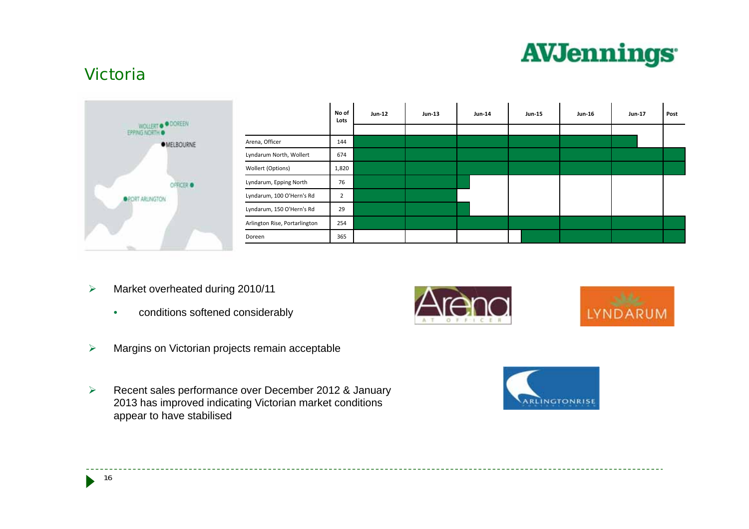## Victoria

WOLLERT
DOREEN
EPPING NORTH
MELBOURNE
OFFICER
PORT ARLINGTON

| | No of Lots |
|---|---|
| Arena, Officer | 144 |
| Lyndarum North, Wollert | 674 |
| Wollert (Options) | 1,820 |
| Lyndarum, Epping North | 76 |
| Lyndarum, 100 O'Hern's Rd | 2 |
| Lyndarum, 150 O'Hern's Rd | 29 |
| Arlington Rise, Portarlington | 254 |
| Doreen | 365 |

Jun-12 Jun-13 Jun-14 Jun-15 Jun-16 Jun-17 Post

- Market overheated during 2010/11
  - conditions softened considerably
- Margins on Victorian projects remain acceptable
- Recent sales performance over December 2012 & January 2013 has improved indicating Victorian market conditions appear to have stabilised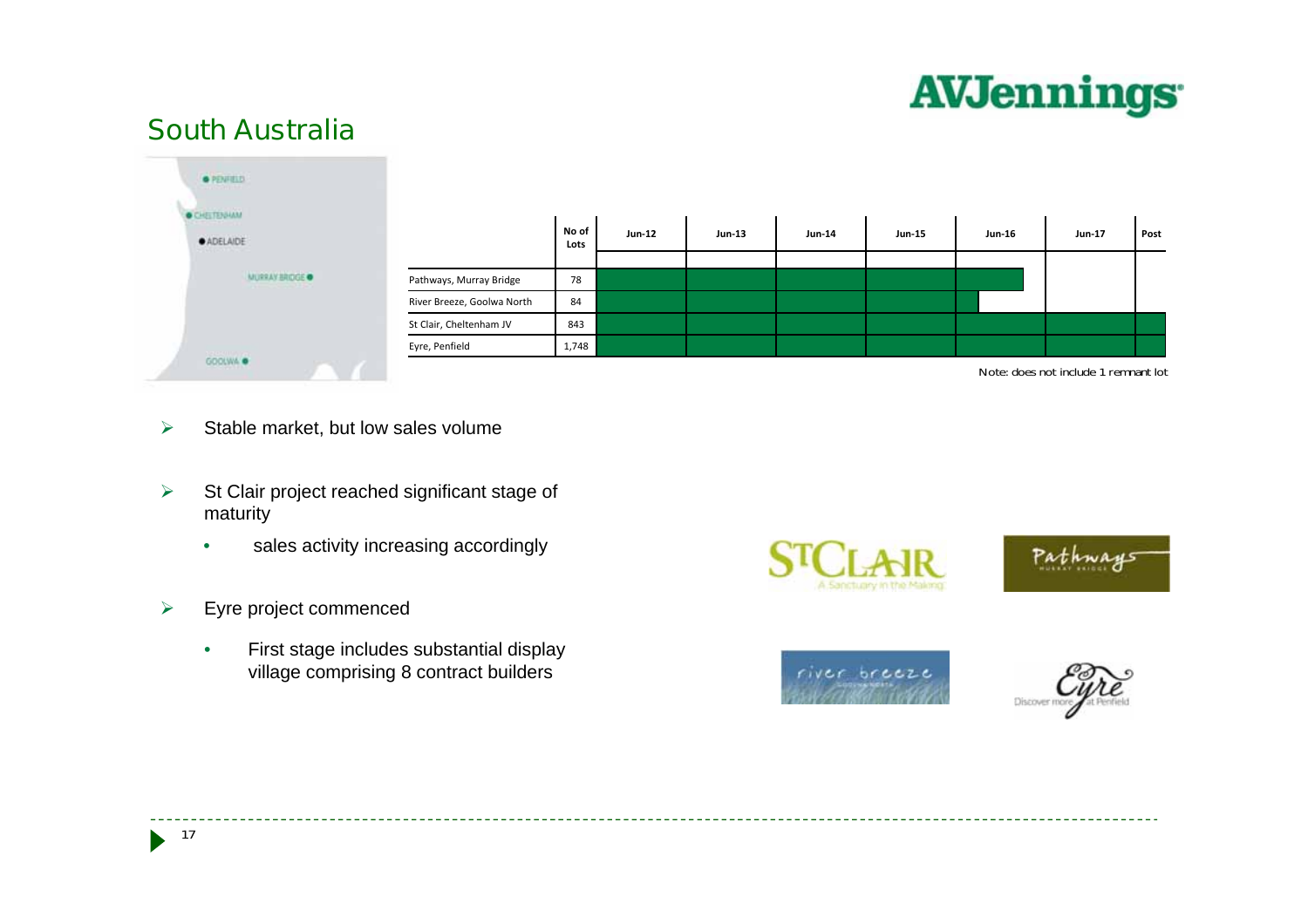# South Australia

| | No of Lots |
|---|---|
| Pathways, Murray Bridge | 78 |
| River Breeze, Goolwa North | 84 |
| St Clair, Cheltenham JV | 843 |
| Eyre, Penfield | 1,748 |

Jun-12 Jun-13 Jun-14 Jun-15 Jun-16 Jun-17 Post

Note: does not include 1 remnant lot

- Stable market, but low sales volume
- St Clair project reached significant stage of maturity
  - sales activity increasing accordingly
- Eyre project commenced
  - First stage includes substantial display village comprising 8 contract builders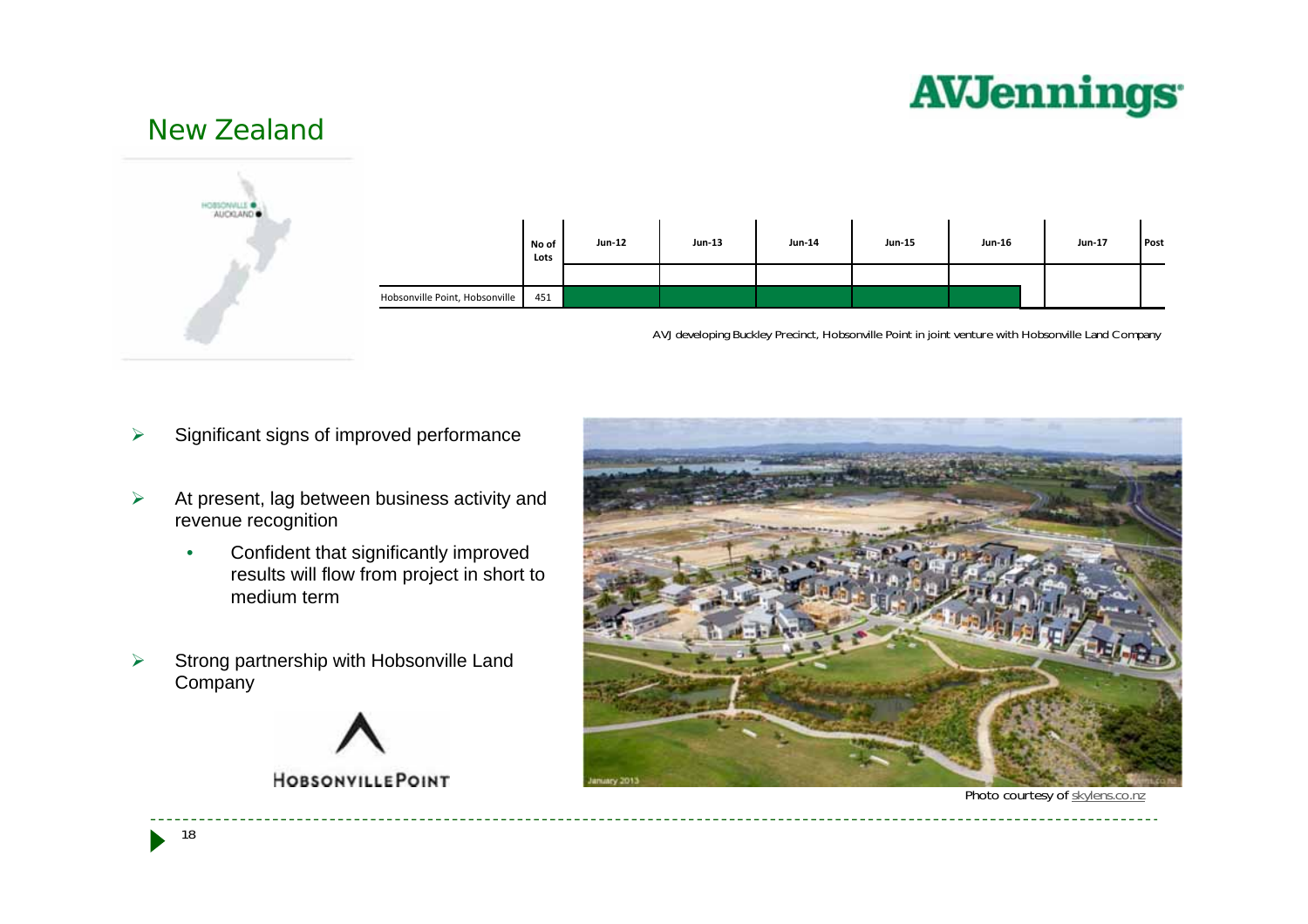# New Zealand

HOBSONVILLE
AUCKLAND

| | No of Lots | Jun-12 | Jun-13 | Jun-14 | Jun-15 | Jun-16 | Jun-17 | Post |
|---|---|---|---|---|---|---|---|---|
| Hobsonville Point, Hobsonville | 451 | | | | | | | |

AVJ developing Buckley Precinct, Hobsonville Point in joint venture with Hobsonville Land Company

- Significant signs of improved performance
- At present, lag between business activity and revenue recognition
  - Confident that significantly improved results will flow from project in short to medium term
- Strong partnership with Hobsonville Land Company

HOBSONVILLE POINT

January 2013

Photo courtesy of skylens.co.nz